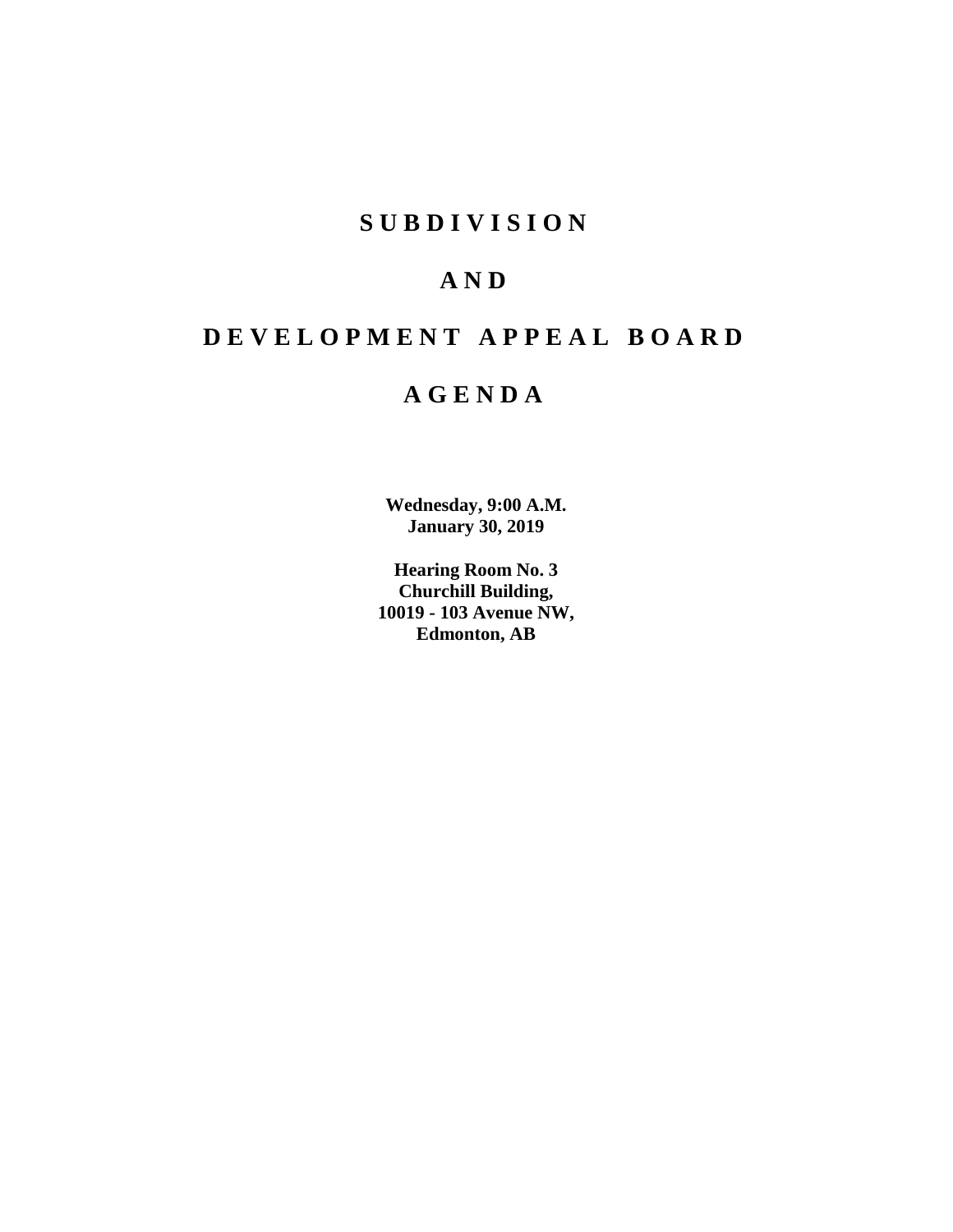# S U B D I V I S I O N

# A N D

# D E V E L O P M E N T   A P P E A L   B O A R D

# A G E N D A

**Wednesday, 9:00 A.M.**
**January 30, 2019**

**Hearing Room No. 3**
**Churchill Building,**
**10019 - 103 Avenue NW,**
**Edmonton, AB**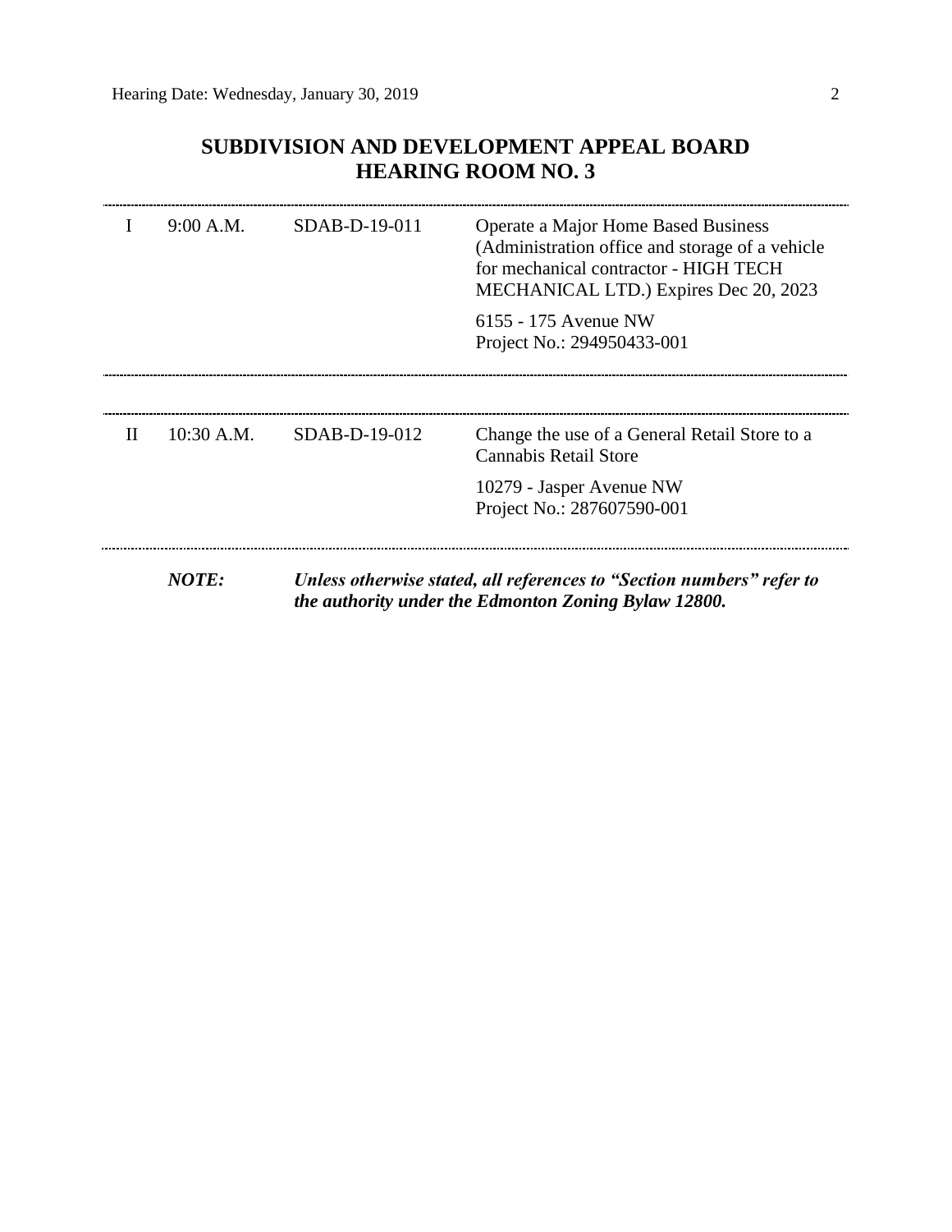# SUBDIVISION AND DEVELOPMENT APPEAL BOARD
# HEARING ROOM NO. 3

| | | | |
|---|---|---|---|
| I | 9:00 A.M. | SDAB-D-19-011 | Operate a Major Home Based Business (Administration office and storage of a vehicle for mechanical contractor - HIGH TECH MECHANICAL LTD.) Expires Dec 20, 2023<br><br>6155 - 175 Avenue NW<br>Project No.: 294950433-001 |
| II | 10:30 A.M. | SDAB-D-19-012 | Change the use of a General Retail Store to a Cannabis Retail Store<br><br>10279 - Jasper Avenue NW<br>Project No.: 287607590-001 |

***NOTE:*** ***Unless otherwise stated, all references to "Section numbers" refer to the authority under the Edmonton Zoning Bylaw 12800.***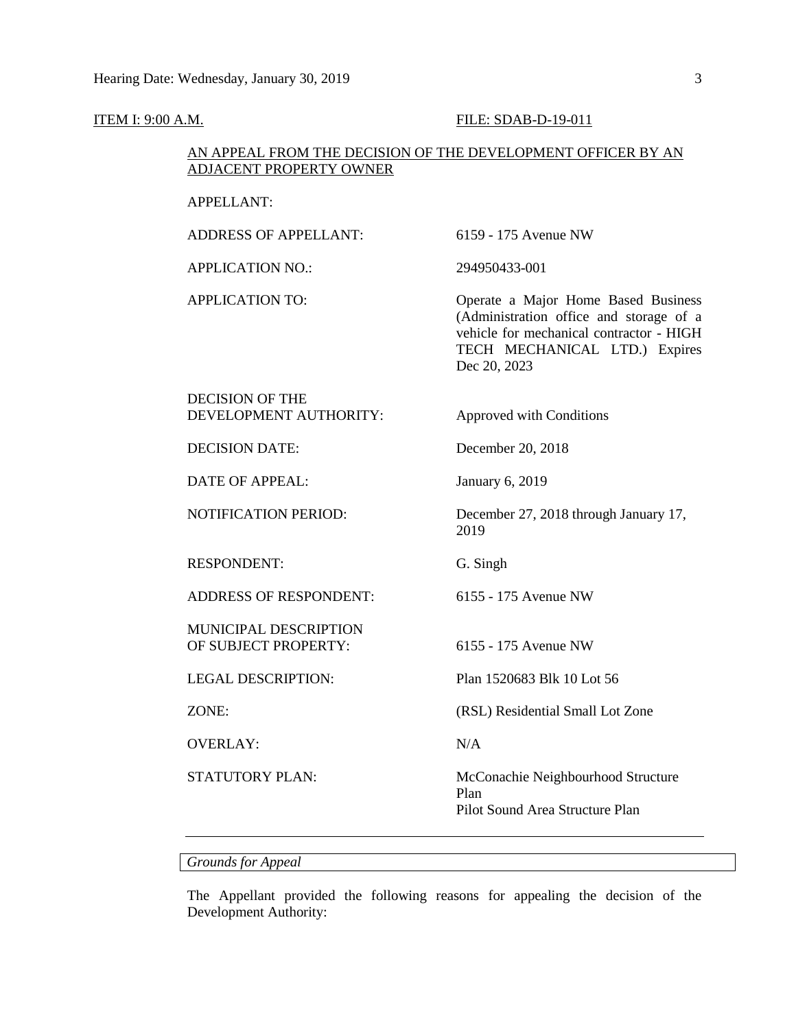ITEM I: 9:00 A.M. FILE: SDAB-D-19-011

AN APPEAL FROM THE DECISION OF THE DEVELOPMENT OFFICER BY AN ADJACENT PROPERTY OWNER

| | |
|---|---|
| APPELLANT: | |
| ADDRESS OF APPELLANT: | 6159 - 175 Avenue NW |
| APPLICATION NO.: | 294950433-001 |
| APPLICATION TO: | Operate a Major Home Based Business (Administration office and storage of a vehicle for mechanical contractor - HIGH TECH MECHANICAL LTD.) Expires Dec 20, 2023 |
| DECISION OF THE DEVELOPMENT AUTHORITY: | Approved with Conditions |
| DECISION DATE: | December 20, 2018 |
| DATE OF APPEAL: | January 6, 2019 |
| NOTIFICATION PERIOD: | December 27, 2018 through January 17, 2019 |
| RESPONDENT: | G. Singh |
| ADDRESS OF RESPONDENT: | 6155 - 175 Avenue NW |
| MUNICIPAL DESCRIPTION OF SUBJECT PROPERTY: | 6155 - 175 Avenue NW |
| LEGAL DESCRIPTION: | Plan 1520683 Blk 10 Lot 56 |
| ZONE: | (RSL) Residential Small Lot Zone |
| OVERLAY: | N/A |
| STATUTORY PLAN: | McConachie Neighbourhood Structure Plan<br>Pilot Sound Area Structure Plan |

---

*Grounds for Appeal*

The Appellant provided the following reasons for appealing the decision of the Development Authority: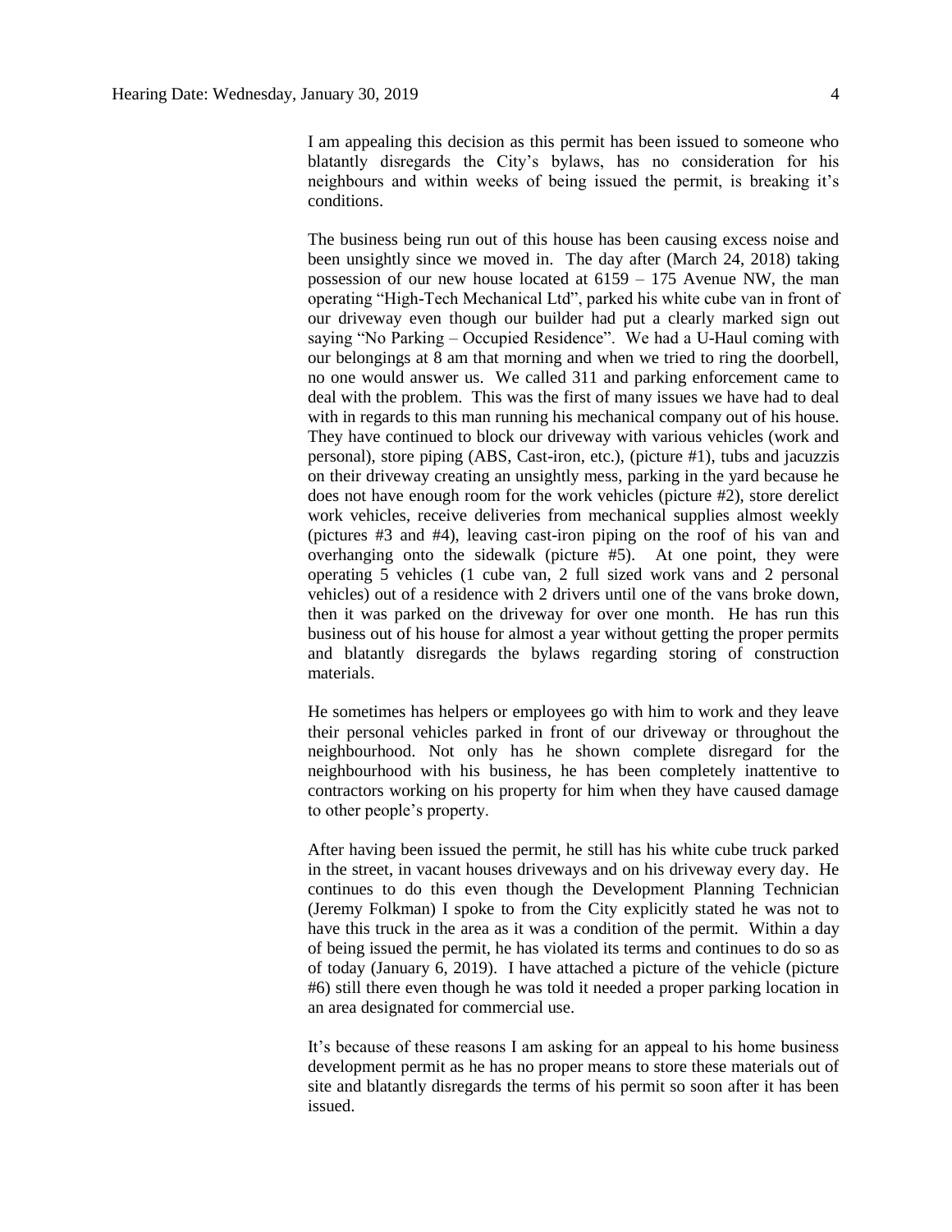I am appealing this decision as this permit has been issued to someone who blatantly disregards the City's bylaws, has no consideration for his neighbours and within weeks of being issued the permit, is breaking it's conditions.

The business being run out of this house has been causing excess noise and been unsightly since we moved in. The day after (March 24, 2018) taking possession of our new house located at 6159 – 175 Avenue NW, the man operating "High-Tech Mechanical Ltd", parked his white cube van in front of our driveway even though our builder had put a clearly marked sign out saying "No Parking – Occupied Residence". We had a U-Haul coming with our belongings at 8 am that morning and when we tried to ring the doorbell, no one would answer us. We called 311 and parking enforcement came to deal with the problem. This was the first of many issues we have had to deal with in regards to this man running his mechanical company out of his house. They have continued to block our driveway with various vehicles (work and personal), store piping (ABS, Cast-iron, etc.), (picture #1), tubs and jacuzzis on their driveway creating an unsightly mess, parking in the yard because he does not have enough room for the work vehicles (picture #2), store derelict work vehicles, receive deliveries from mechanical supplies almost weekly (pictures #3 and #4), leaving cast-iron piping on the roof of his van and overhanging onto the sidewalk (picture #5). At one point, they were operating 5 vehicles (1 cube van, 2 full sized work vans and 2 personal vehicles) out of a residence with 2 drivers until one of the vans broke down, then it was parked on the driveway for over one month. He has run this business out of his house for almost a year without getting the proper permits and blatantly disregards the bylaws regarding storing of construction materials.

He sometimes has helpers or employees go with him to work and they leave their personal vehicles parked in front of our driveway or throughout the neighbourhood. Not only has he shown complete disregard for the neighbourhood with his business, he has been completely inattentive to contractors working on his property for him when they have caused damage to other people's property.

After having been issued the permit, he still has his white cube truck parked in the street, in vacant houses driveways and on his driveway every day. He continues to do this even though the Development Planning Technician (Jeremy Folkman) I spoke to from the City explicitly stated he was not to have this truck in the area as it was a condition of the permit. Within a day of being issued the permit, he has violated its terms and continues to do so as of today (January 6, 2019). I have attached a picture of the vehicle (picture #6) still there even though he was told it needed a proper parking location in an area designated for commercial use.

It's because of these reasons I am asking for an appeal to his home business development permit as he has no proper means to store these materials out of site and blatantly disregards the terms of his permit so soon after it has been issued.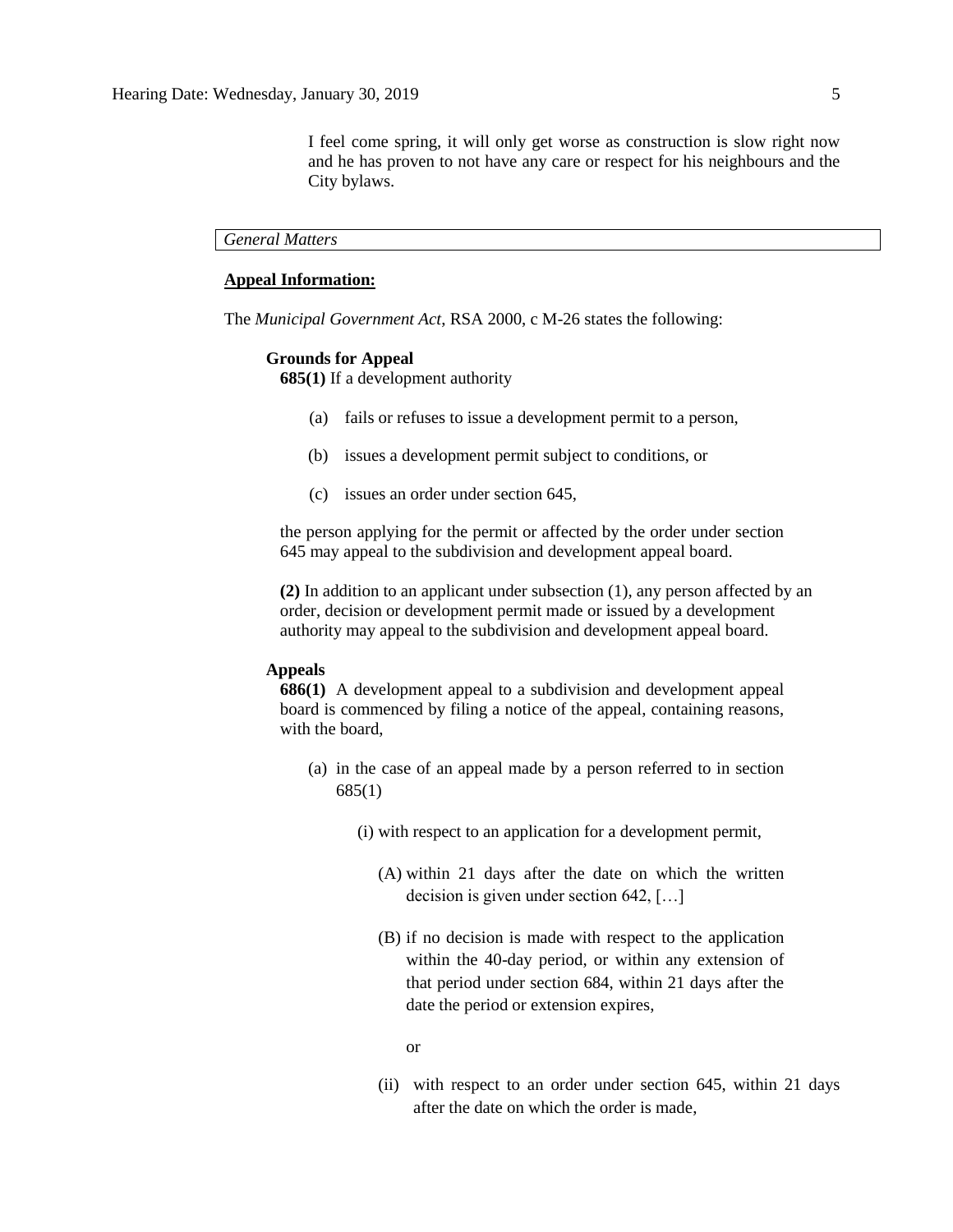I feel come spring, it will only get worse as construction is slow right now and he has proven to not have any care or respect for his neighbours and the City bylaws.

*General Matters*

**Appeal Information:**

The *Municipal Government Act*, RSA 2000, c M-26 states the following:

**Grounds for Appeal**

**685(1)** If a development authority

(a) fails or refuses to issue a development permit to a person,

(b) issues a development permit subject to conditions, or

(c) issues an order under section 645,

the person applying for the permit or affected by the order under section 645 may appeal to the subdivision and development appeal board.

**(2)** In addition to an applicant under subsection (1), any person affected by an order, decision or development permit made or issued by a development authority may appeal to the subdivision and development appeal board.

**Appeals**

**686(1)** A development appeal to a subdivision and development appeal board is commenced by filing a notice of the appeal, containing reasons, with the board,

(a) in the case of an appeal made by a person referred to in section 685(1)

(i) with respect to an application for a development permit,

(A) within 21 days after the date on which the written decision is given under section 642, […]

(B) if no decision is made with respect to the application within the 40-day period, or within any extension of that period under section 684, within 21 days after the date the period or extension expires,

or

(ii) with respect to an order under section 645, within 21 days after the date on which the order is made,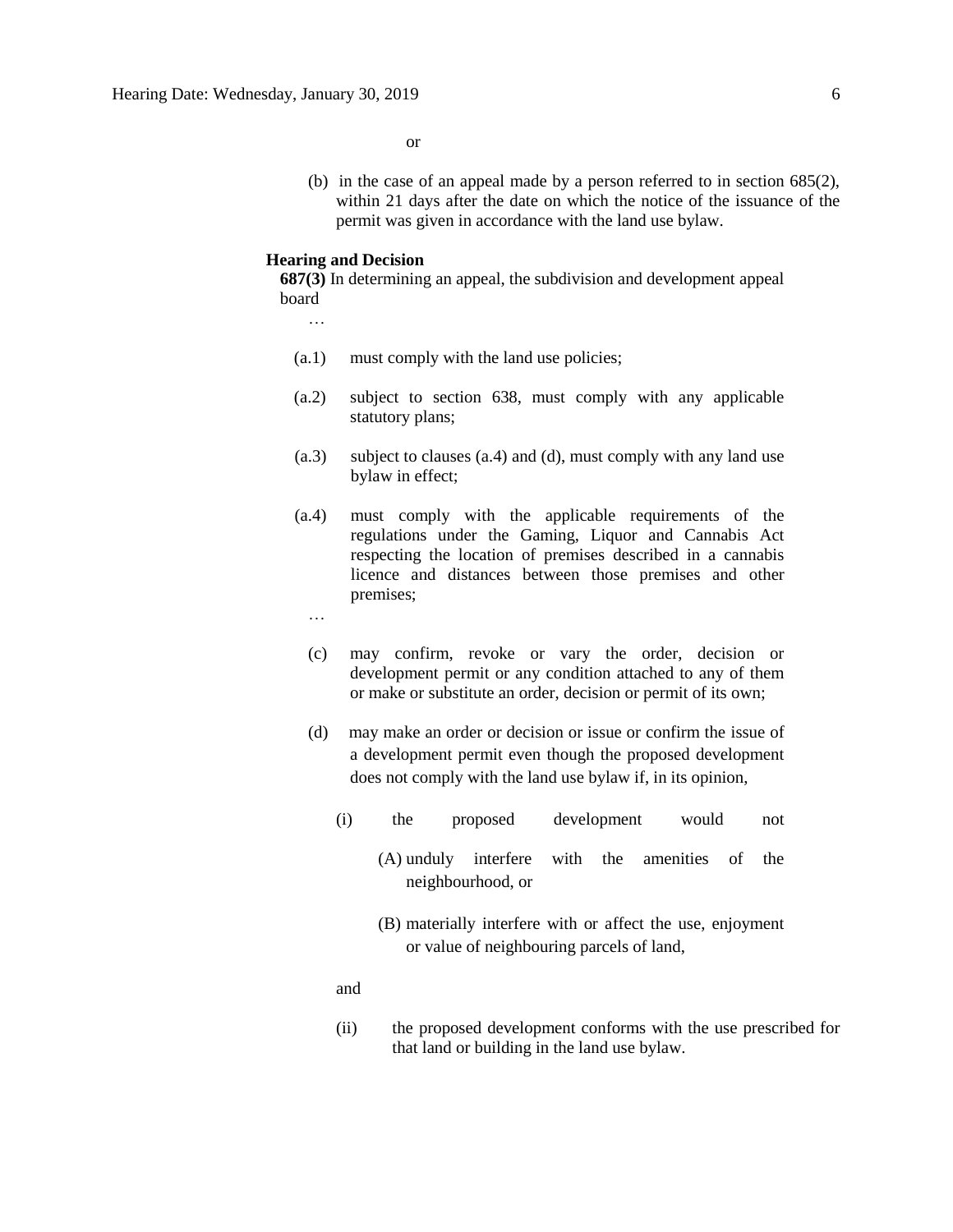or

(b) in the case of an appeal made by a person referred to in section 685(2), within 21 days after the date on which the notice of the issuance of the permit was given in accordance with the land use bylaw.

**Hearing and Decision**

**687(3)** In determining an appeal, the subdivision and development appeal board

…

(a.1) must comply with the land use policies;

(a.2) subject to section 638, must comply with any applicable statutory plans;

(a.3) subject to clauses (a.4) and (d), must comply with any land use bylaw in effect;

(a.4) must comply with the applicable requirements of the regulations under the Gaming, Liquor and Cannabis Act respecting the location of premises described in a cannabis licence and distances between those premises and other premises;

…

(c) may confirm, revoke or vary the order, decision or development permit or any condition attached to any of them or make or substitute an order, decision or permit of its own;

(d) may make an order or decision or issue or confirm the issue of a development permit even though the proposed development does not comply with the land use bylaw if, in its opinion,

(i) the proposed development would not

(A) unduly interfere with the amenities of the neighbourhood, or

(B) materially interfere with or affect the use, enjoyment or value of neighbouring parcels of land,

and

(ii) the proposed development conforms with the use prescribed for that land or building in the land use bylaw.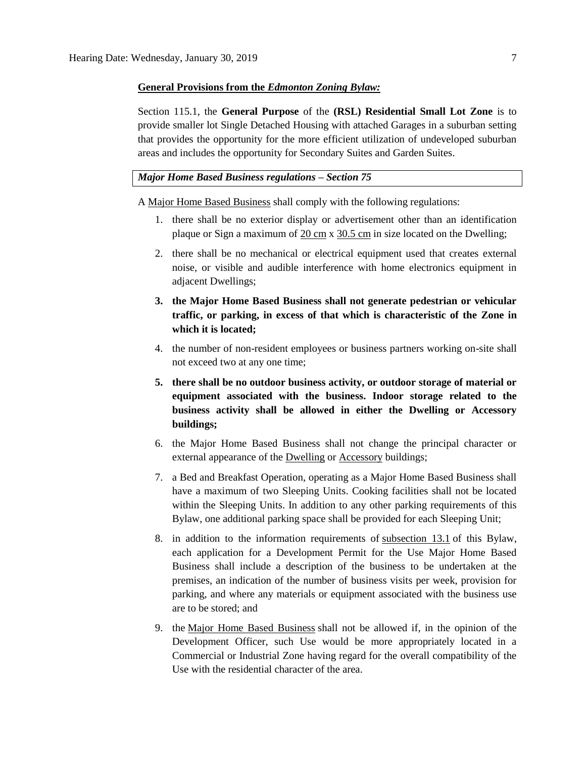**General Provisions from the *Edmonton Zoning Bylaw:***

Section 115.1, the **General Purpose** of the **(RSL) Residential Small Lot Zone** is to provide smaller lot Single Detached Housing with attached Garages in a suburban setting that provides the opportunity for the more efficient utilization of undeveloped suburban areas and includes the opportunity for Secondary Suites and Garden Suites.

***Major Home Based Business regulations – Section 75***

A Major Home Based Business shall comply with the following regulations:

1. there shall be no exterior display or advertisement other than an identification plaque or Sign a maximum of 20 cm x 30.5 cm in size located on the Dwelling;
2. there shall be no mechanical or electrical equipment used that creates external noise, or visible and audible interference with home electronics equipment in adjacent Dwellings;
3. **the Major Home Based Business shall not generate pedestrian or vehicular traffic, or parking, in excess of that which is characteristic of the Zone in which it is located;**
4. the number of non-resident employees or business partners working on-site shall not exceed two at any one time;
5. **there shall be no outdoor business activity, or outdoor storage of material or equipment associated with the business. Indoor storage related to the business activity shall be allowed in either the Dwelling or Accessory buildings;**
6. the Major Home Based Business shall not change the principal character or external appearance of the Dwelling or Accessory buildings;
7. a Bed and Breakfast Operation, operating as a Major Home Based Business shall have a maximum of two Sleeping Units. Cooking facilities shall not be located within the Sleeping Units. In addition to any other parking requirements of this Bylaw, one additional parking space shall be provided for each Sleeping Unit;
8. in addition to the information requirements of subsection 13.1 of this Bylaw, each application for a Development Permit for the Use Major Home Based Business shall include a description of the business to be undertaken at the premises, an indication of the number of business visits per week, provision for parking, and where any materials or equipment associated with the business use are to be stored; and
9. the Major Home Based Business shall not be allowed if, in the opinion of the Development Officer, such Use would be more appropriately located in a Commercial or Industrial Zone having regard for the overall compatibility of the Use with the residential character of the area.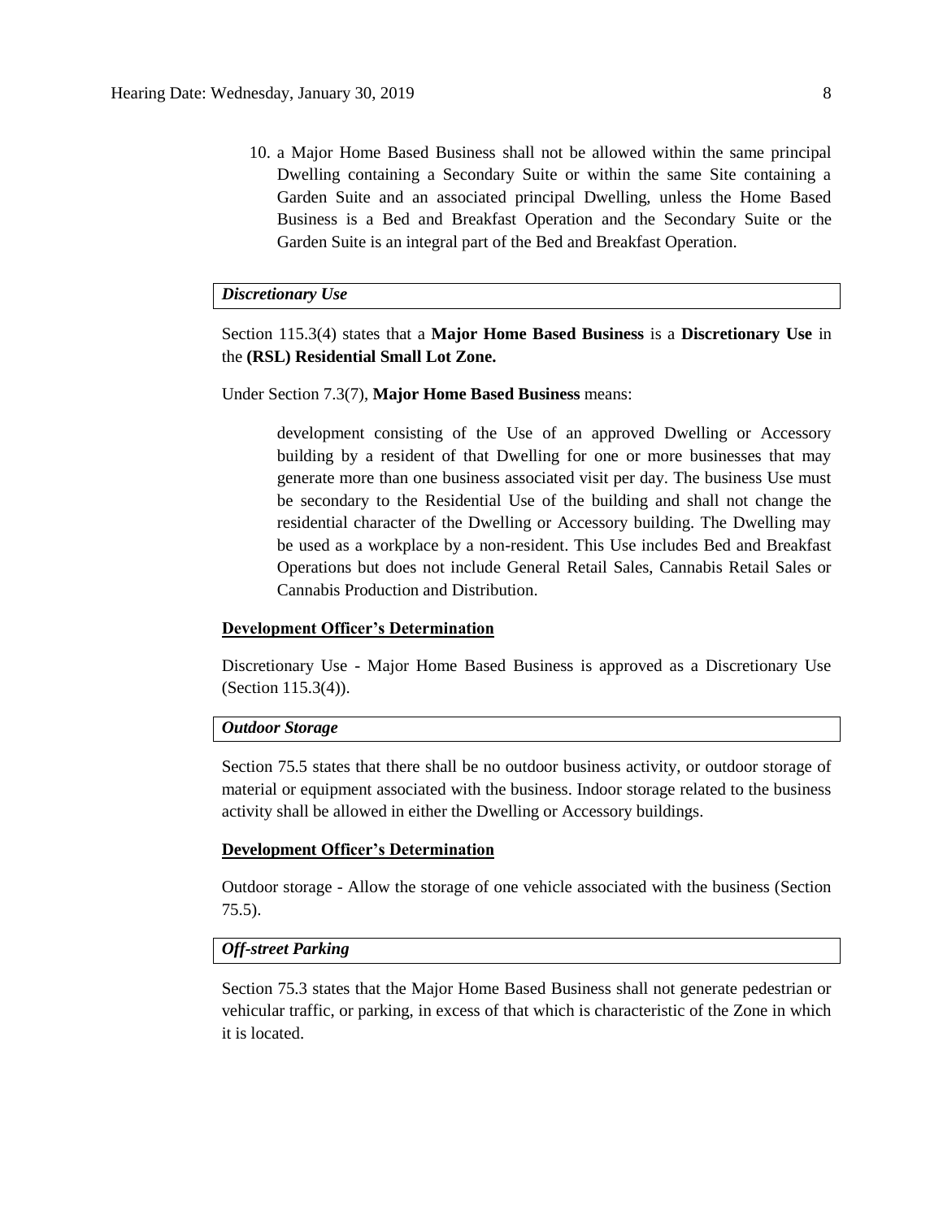10. a Major Home Based Business shall not be allowed within the same principal Dwelling containing a Secondary Suite or within the same Site containing a Garden Suite and an associated principal Dwelling, unless the Home Based Business is a Bed and Breakfast Operation and the Secondary Suite or the Garden Suite is an integral part of the Bed and Breakfast Operation.

***Discretionary Use***

Section 115.3(4) states that a **Major Home Based Business** is a **Discretionary Use** in the **(RSL) Residential Small Lot Zone.**

Under Section 7.3(7), **Major Home Based Business** means:

> development consisting of the Use of an approved Dwelling or Accessory building by a resident of that Dwelling for one or more businesses that may generate more than one business associated visit per day. The business Use must be secondary to the Residential Use of the building and shall not change the residential character of the Dwelling or Accessory building. The Dwelling may be used as a workplace by a non-resident. This Use includes Bed and Breakfast Operations but does not include General Retail Sales, Cannabis Retail Sales or Cannabis Production and Distribution.

**Development Officer's Determination**

Discretionary Use - Major Home Based Business is approved as a Discretionary Use (Section 115.3(4)).

***Outdoor Storage***

Section 75.5 states that there shall be no outdoor business activity, or outdoor storage of material or equipment associated with the business. Indoor storage related to the business activity shall be allowed in either the Dwelling or Accessory buildings.

**Development Officer's Determination**

Outdoor storage - Allow the storage of one vehicle associated with the business (Section 75.5).

***Off-street Parking***

Section 75.3 states that the Major Home Based Business shall not generate pedestrian or vehicular traffic, or parking, in excess of that which is characteristic of the Zone in which it is located.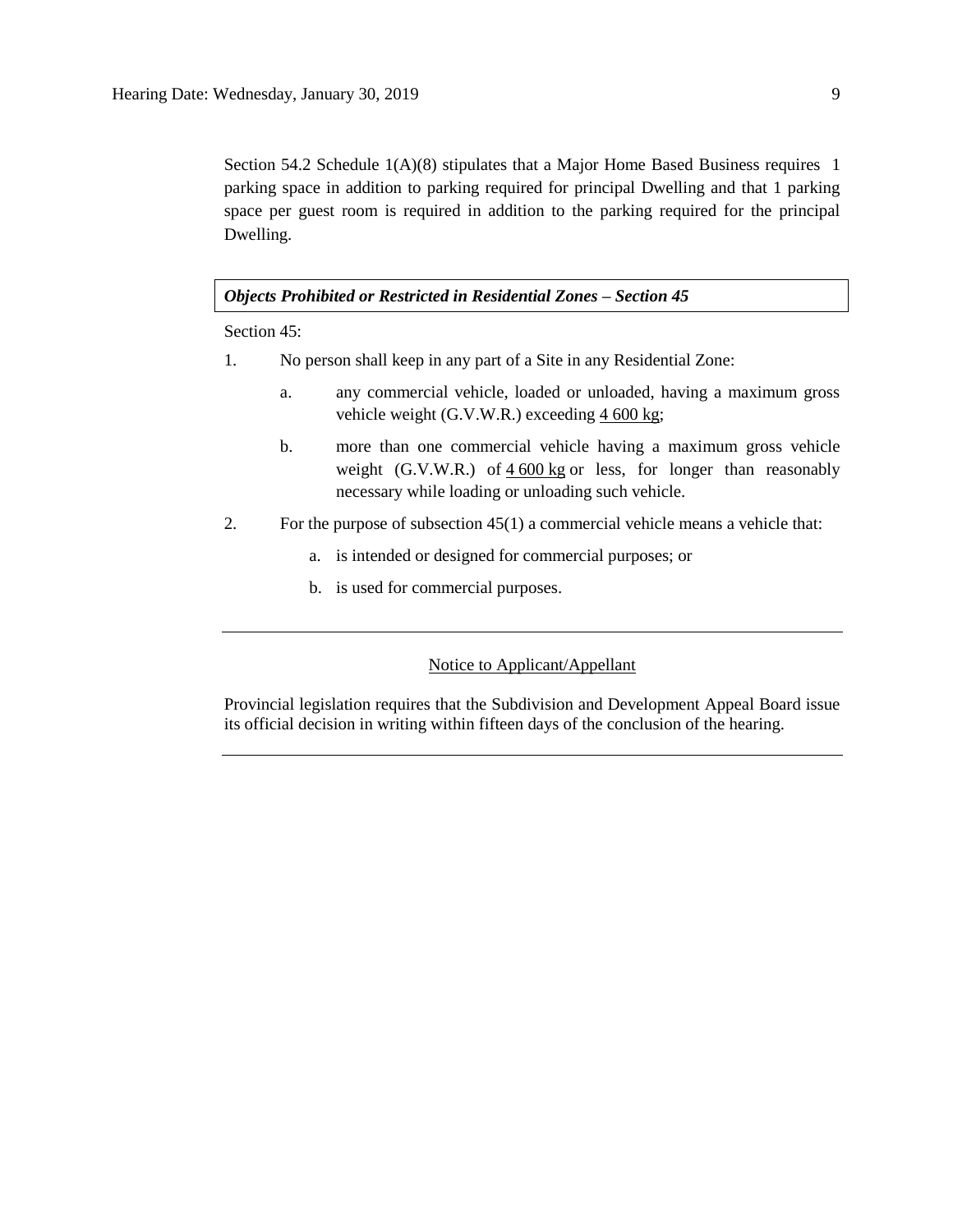Section 54.2 Schedule 1(A)(8) stipulates that a Major Home Based Business requires 1 parking space in addition to parking required for principal Dwelling and that 1 parking space per guest room is required in addition to the parking required for the principal Dwelling.

***Objects Prohibited or Restricted in Residential Zones – Section 45***

Section 45:

1. No person shall keep in any part of a Site in any Residential Zone:
   a. any commercial vehicle, loaded or unloaded, having a maximum gross vehicle weight (G.V.W.R.) exceeding 4 600 kg;
   b. more than one commercial vehicle having a maximum gross vehicle weight (G.V.W.R.) of 4 600 kg or less, for longer than reasonably necessary while loading or unloading such vehicle.
2. For the purpose of subsection 45(1) a commercial vehicle means a vehicle that:
   a. is intended or designed for commercial purposes; or
   b. is used for commercial purposes.

---

Notice to Applicant/Appellant

Provincial legislation requires that the Subdivision and Development Appeal Board issue its official decision in writing within fifteen days of the conclusion of the hearing.

---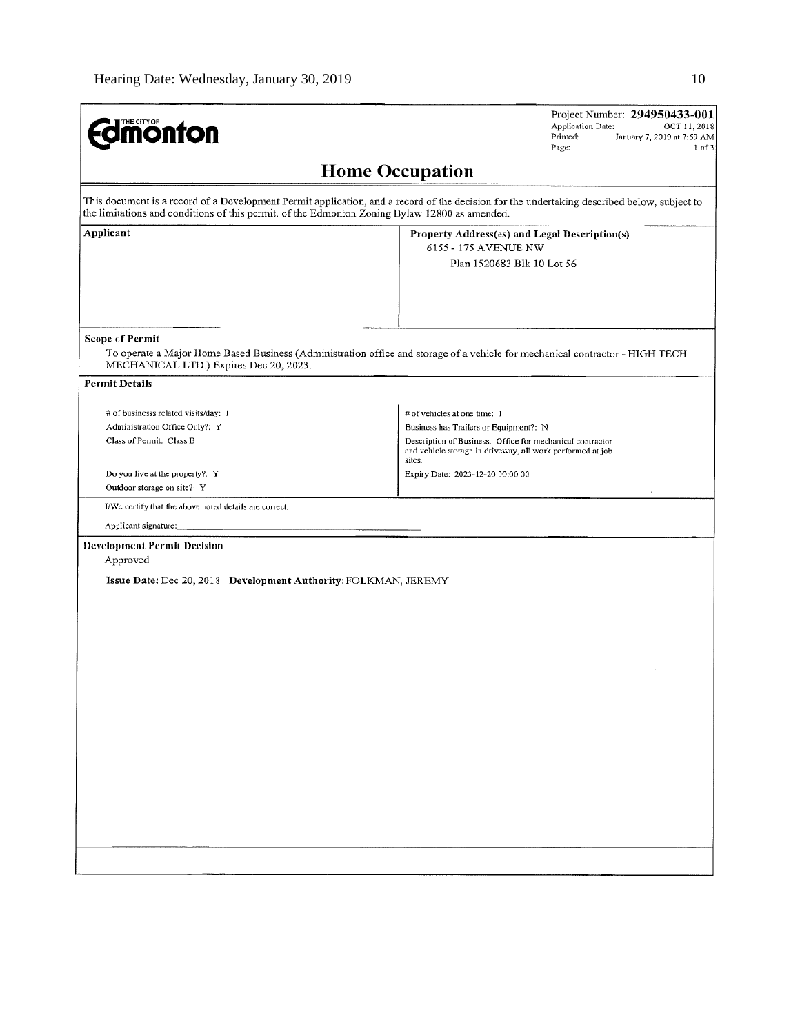THE CITY OF **Edmonton**

Project Number: **294950433-001**
Application Date: OCT 11, 2018
Printed: January 7, 2019 at 7:59 AM
Page: 1 of 3

# Home Occupation

This document is a record of a Development Permit application, and a record of the decision for the undertaking described below, subject to the limitations and conditions of this permit, of the Edmonton Zoning Bylaw 12800 as amended.

| **Applicant** | **Property Address(es) and Legal Description(s)** |
|---|---|
| | 6155 - 175 AVENUE NW<br>Plan 1520683 Blk 10 Lot 56 |

**Scope of Permit**

To operate a Major Home Based Business (Administration office and storage of a vehicle for mechanical contractor - HIGH TECH MECHANICAL LTD.) Expires Dec 20, 2023.

**Permit Details**

| | |
|---|---|
| # of businesss related visits/day: 1 | # of vehicles at one time: 1 |
| Administration Office Only?: Y | Business has Trailers or Equipment?: N |
| Class of Permit: Class B | Description of Business: Office for mechanical contractor and vehicle storage in driveway, all work performed at job sites. |
| Do you live at the property?: Y | Expiry Date: 2023-12-20 00:00:00 |
| Outdoor storage on site?: Y | |

I/We certify that the above noted details are correct.

Applicant signature: ______________________________

**Development Permit Decision**

Approved

**Issue Date:** Dec 20, 2018 **Development Authority:** FOLKMAN, JEREMY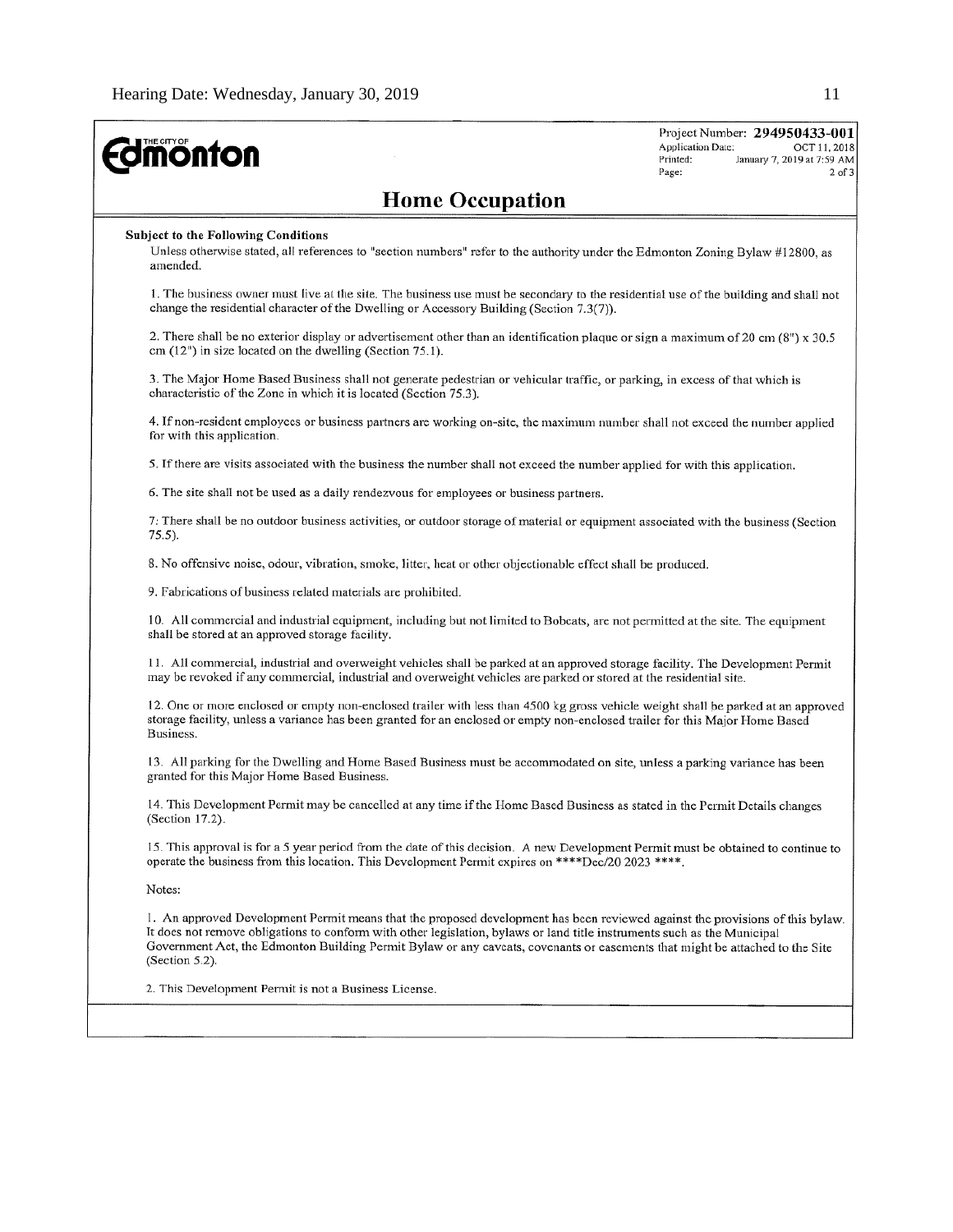Project Number: **294950433-001**
Application Date: OCT 11, 2018
Printed: January 7, 2019 at 7:59 AM
Page: 2 of 3

# Home Occupation

**Subject to the Following Conditions**

Unless otherwise stated, all references to "section numbers" refer to the authority under the Edmonton Zoning Bylaw #12800, as amended.

1. The business owner must live at the site. The business use must be secondary to the residential use of the building and shall not change the residential character of the Dwelling or Accessory Building (Section 7.3(7)).

2. There shall be no exterior display or advertisement other than an identification plaque or sign a maximum of 20 cm (8") x 30.5 cm (12") in size located on the dwelling (Section 75.1).

3. The Major Home Based Business shall not generate pedestrian or vehicular traffic, or parking, in excess of that which is characteristic of the Zone in which it is located (Section 75.3).

4. If non-resident employees or business partners are working on-site, the maximum number shall not exceed the number applied for with this application.

5. If there are visits associated with the business the number shall not exceed the number applied for with this application.

6. The site shall not be used as a daily rendezvous for employees or business partners.

7: There shall be no outdoor business activities, or outdoor storage of material or equipment associated with the business (Section 75.5).

8. No offensive noise, odour, vibration, smoke, litter, heat or other objectionable effect shall be produced.

9. Fabrications of business related materials are prohibited.

10. All commercial and industrial equipment, including but not limited to Bobcats, are not permitted at the site. The equipment shall be stored at an approved storage facility.

11. All commercial, industrial and overweight vehicles shall be parked at an approved storage facility. The Development Permit may be revoked if any commercial, industrial and overweight vehicles are parked or stored at the residential site.

12. One or more enclosed or empty non-enclosed trailer with less than 4500 kg gross vehicle weight shall be parked at an approved storage facility, unless a variance has been granted for an enclosed or empty non-enclosed trailer for this Major Home Based Business.

13. All parking for the Dwelling and Home Based Business must be accommodated on site, unless a parking variance has been granted for this Major Home Based Business.

14. This Development Permit may be cancelled at any time if the Home Based Business as stated in the Permit Details changes (Section 17.2).

15. This approval is for a 5 year period from the date of this decision. A new Development Permit must be obtained to continue to operate the business from this location. This Development Permit expires on ****Dec/20 2023 ****.

Notes:

1. An approved Development Permit means that the proposed development has been reviewed against the provisions of this bylaw. It does not remove obligations to conform with other legislation, bylaws or land title instruments such as the Municipal Government Act, the Edmonton Building Permit Bylaw or any caveats, covenants or easements that might be attached to the Site (Section 5.2).

2. This Development Permit is not a Business License.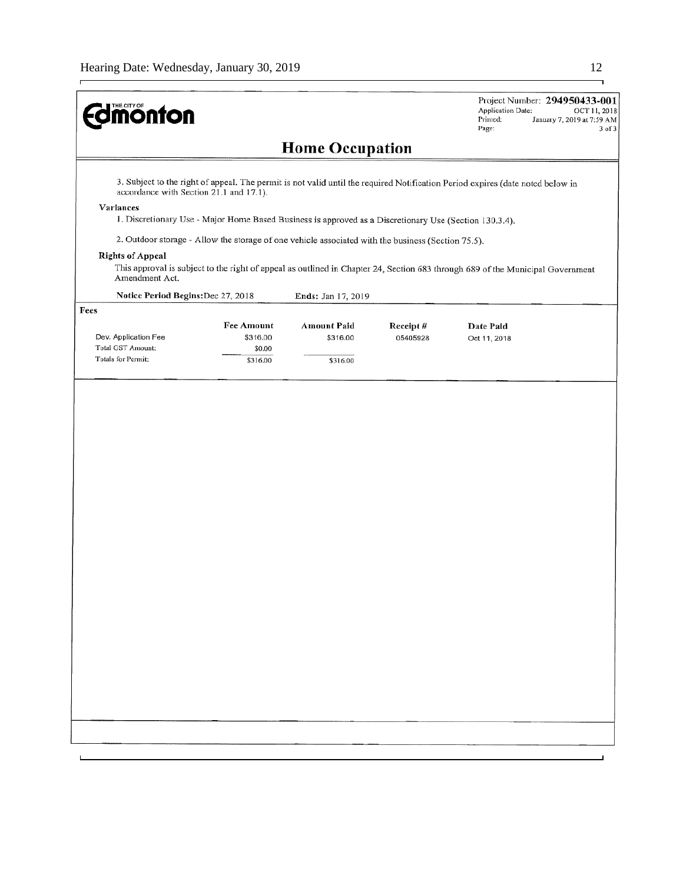**THE CITY OF Edmonton**

Project Number: **294950433-001**
Application Date: OCT 11, 2018
Printed: January 7, 2019 at 7:59 AM
Page: 3 of 3

# Home Occupation

3. Subject to the right of appeal. The permit is not valid until the required Notification Period expires (date noted below in accordance with Section 21.1 and 17.1).

**Variances**

1. Discretionary Use - Major Home Based Business is approved as a Discretionary Use (Section 130.3.4).

2. Outdoor storage - Allow the storage of one vehicle associated with the business (Section 75.5).

**Rights of Appeal**

This approval is subject to the right of appeal as outlined in Chapter 24, Section 683 through 689 of the Municipal Government Amendment Act.

**Notice Period Begins:** Dec 27, 2018 **Ends:** Jan 17, 2019

**Fees**

| | Fee Amount | Amount Paid | Receipt # | Date Paid |
|---|---|---|---|---|
| Dev. Application Fee | $316.00 | $316.00 | 05405928 | Oct 11, 2018 |
| Total GST Amount: | $0.00 | | | |
| Totals for Permit: | $316.00 | $316.00 | | |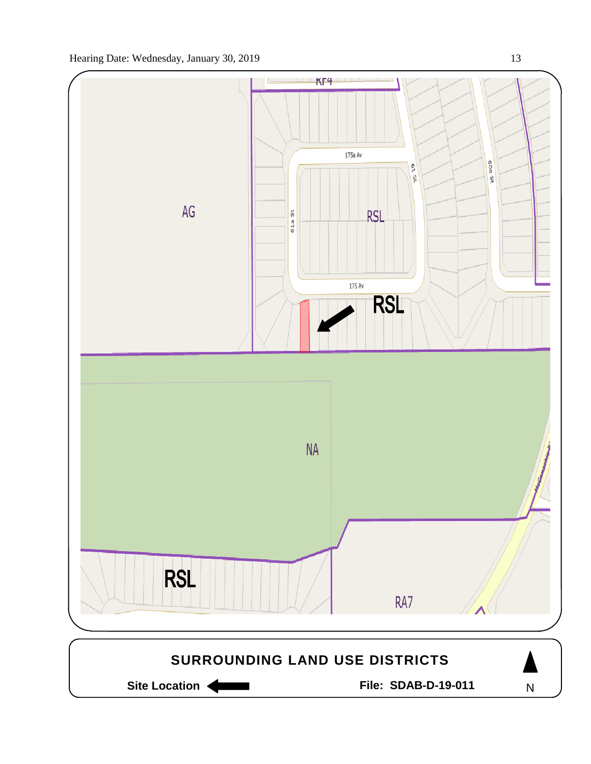AG

RSL

175a Av

61 St

61a St

60a St

175 Av

RSL

NA

RSL

RA7

## SURROUNDING LAND USE DISTRICTS

**Site Location** ←

**File: SDAB-D-19-011**

N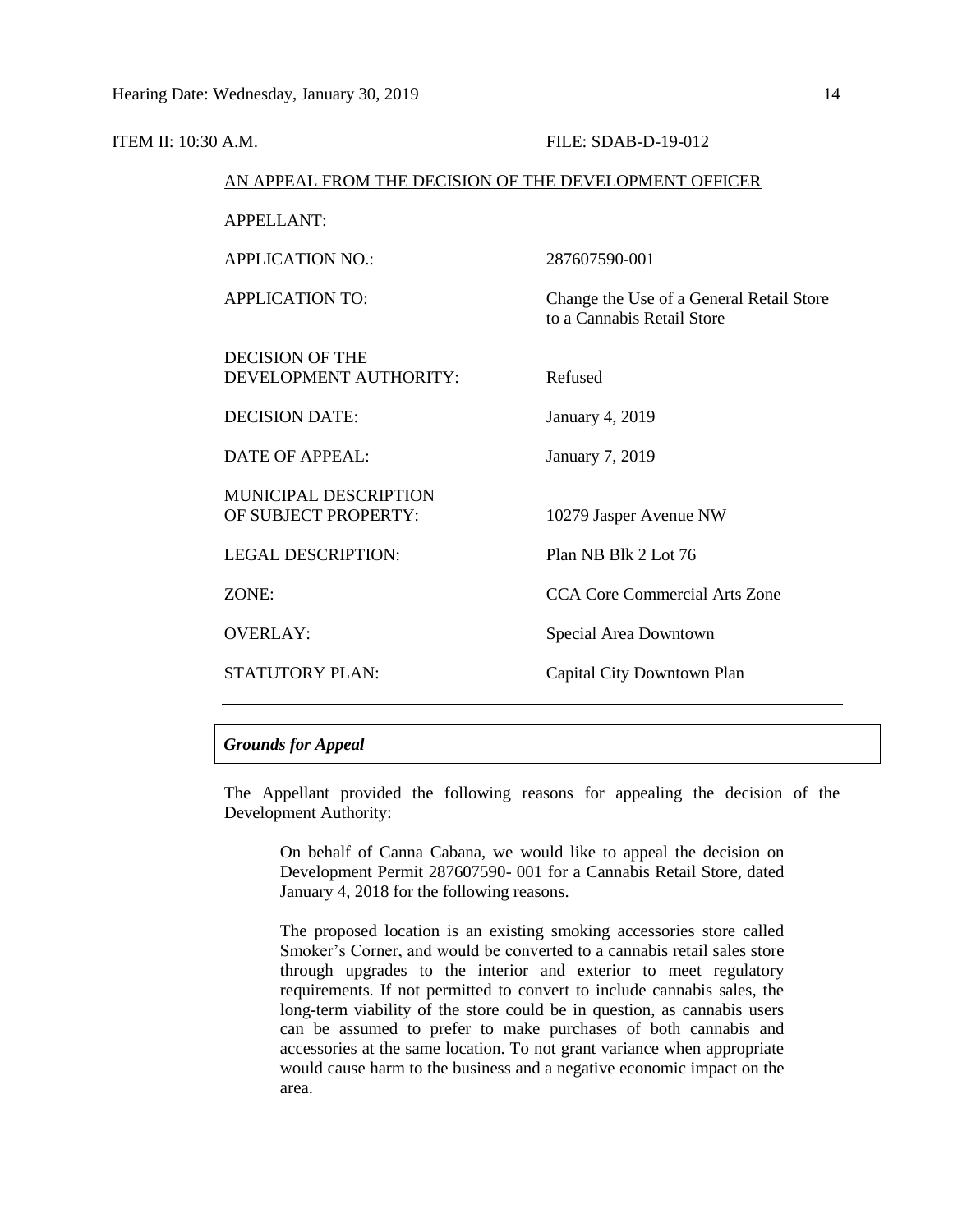ITEM II: 10:30 A.M. FILE: SDAB-D-19-012

AN APPEAL FROM THE DECISION OF THE DEVELOPMENT OFFICER

| | |
|---|---|
| APPELLANT: | |
| APPLICATION NO.: | 287607590-001 |
| APPLICATION TO: | Change the Use of a General Retail Store to a Cannabis Retail Store |
| DECISION OF THE DEVELOPMENT AUTHORITY: | Refused |
| DECISION DATE: | January 4, 2019 |
| DATE OF APPEAL: | January 7, 2019 |
| MUNICIPAL DESCRIPTION OF SUBJECT PROPERTY: | 10279 Jasper Avenue NW |
| LEGAL DESCRIPTION: | Plan NB Blk 2 Lot 76 |
| ZONE: | CCA Core Commercial Arts Zone |
| OVERLAY: | Special Area Downtown |
| STATUTORY PLAN: | Capital City Downtown Plan |

***Grounds for Appeal***

The Appellant provided the following reasons for appealing the decision of the Development Authority:

> On behalf of Canna Cabana, we would like to appeal the decision on Development Permit 287607590- 001 for a Cannabis Retail Store, dated January 4, 2018 for the following reasons.
>
> The proposed location is an existing smoking accessories store called Smoker's Corner, and would be converted to a cannabis retail sales store through upgrades to the interior and exterior to meet regulatory requirements. If not permitted to convert to include cannabis sales, the long-term viability of the store could be in question, as cannabis users can be assumed to prefer to make purchases of both cannabis and accessories at the same location. To not grant variance when appropriate would cause harm to the business and a negative economic impact on the area.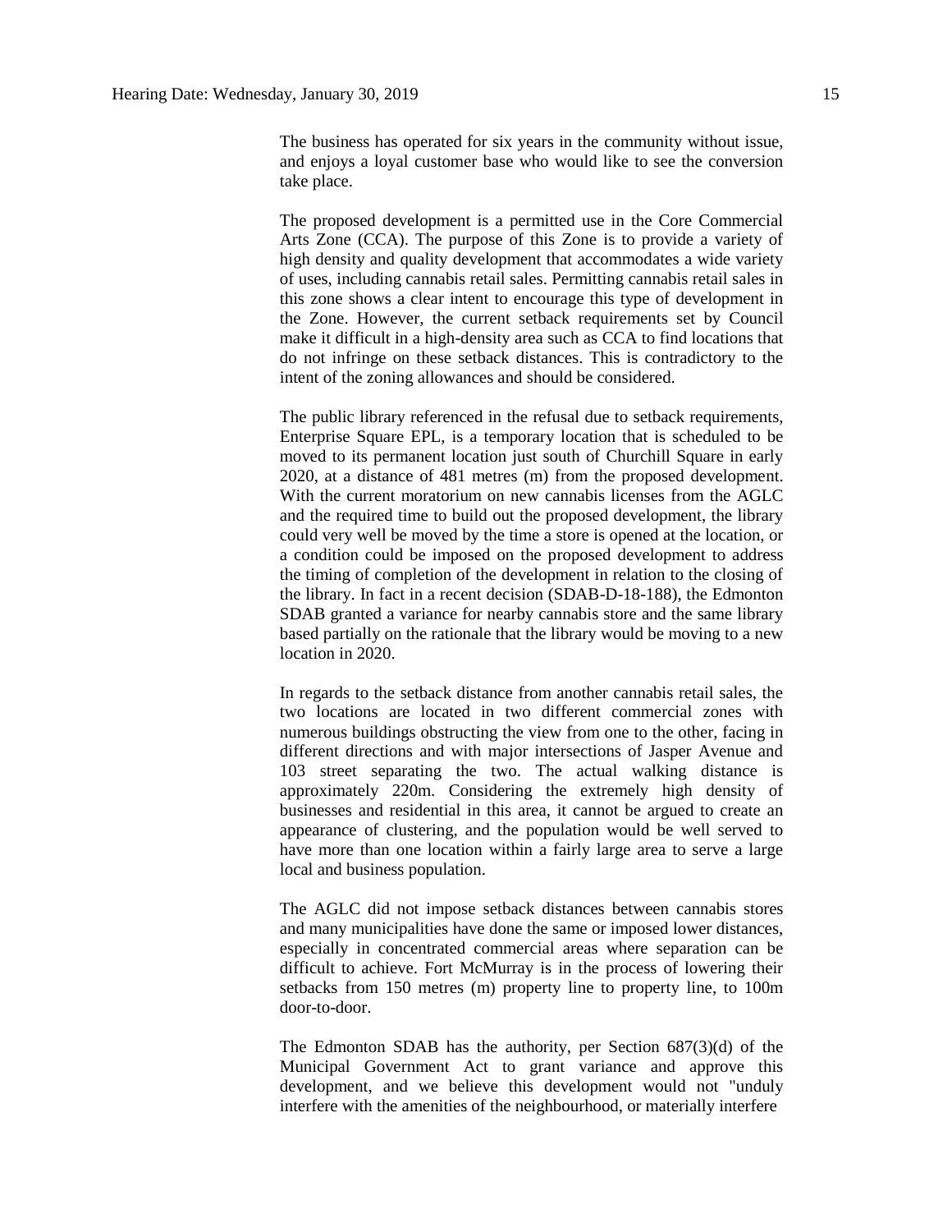The business has operated for six years in the community without issue, and enjoys a loyal customer base who would like to see the conversion take place.

The proposed development is a permitted use in the Core Commercial Arts Zone (CCA). The purpose of this Zone is to provide a variety of high density and quality development that accommodates a wide variety of uses, including cannabis retail sales. Permitting cannabis retail sales in this zone shows a clear intent to encourage this type of development in the Zone. However, the current setback requirements set by Council make it difficult in a high-density area such as CCA to find locations that do not infringe on these setback distances. This is contradictory to the intent of the zoning allowances and should be considered.

The public library referenced in the refusal due to setback requirements, Enterprise Square EPL, is a temporary location that is scheduled to be moved to its permanent location just south of Churchill Square in early 2020, at a distance of 481 metres (m) from the proposed development. With the current moratorium on new cannabis licenses from the AGLC and the required time to build out the proposed development, the library could very well be moved by the time a store is opened at the location, or a condition could be imposed on the proposed development to address the timing of completion of the development in relation to the closing of the library. In fact in a recent decision (SDAB-D-18-188), the Edmonton SDAB granted a variance for nearby cannabis store and the same library based partially on the rationale that the library would be moving to a new location in 2020.

In regards to the setback distance from another cannabis retail sales, the two locations are located in two different commercial zones with numerous buildings obstructing the view from one to the other, facing in different directions and with major intersections of Jasper Avenue and 103 street separating the two. The actual walking distance is approximately 220m. Considering the extremely high density of businesses and residential in this area, it cannot be argued to create an appearance of clustering, and the population would be well served to have more than one location within a fairly large area to serve a large local and business population.

The AGLC did not impose setback distances between cannabis stores and many municipalities have done the same or imposed lower distances, especially in concentrated commercial areas where separation can be difficult to achieve. Fort McMurray is in the process of lowering their setbacks from 150 metres (m) property line to property line, to 100m door-to-door.

The Edmonton SDAB has the authority, per Section 687(3)(d) of the Municipal Government Act to grant variance and approve this development, and we believe this development would not "unduly interfere with the amenities of the neighbourhood, or materially interfere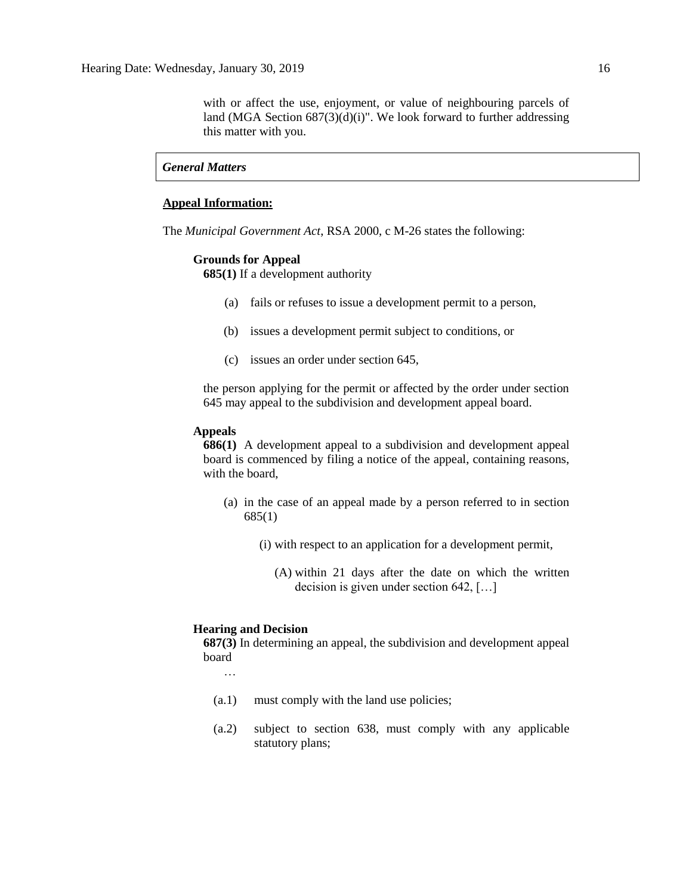with or affect the use, enjoyment, or value of neighbouring parcels of land (MGA Section 687(3)(d)(i)". We look forward to further addressing this matter with you.

*General Matters*

**Appeal Information:**

The *Municipal Government Act*, RSA 2000, c M-26 states the following:

**Grounds for Appeal**

**685(1)** If a development authority

(a) fails or refuses to issue a development permit to a person,

(b) issues a development permit subject to conditions, or

(c) issues an order under section 645,

the person applying for the permit or affected by the order under section 645 may appeal to the subdivision and development appeal board.

**Appeals**

**686(1)** A development appeal to a subdivision and development appeal board is commenced by filing a notice of the appeal, containing reasons, with the board,

(a) in the case of an appeal made by a person referred to in section 685(1)

(i) with respect to an application for a development permit,

(A) within 21 days after the date on which the written decision is given under section 642, […]

**Hearing and Decision**

**687(3)** In determining an appeal, the subdivision and development appeal board

…

(a.1) must comply with the land use policies;

(a.2) subject to section 638, must comply with any applicable statutory plans;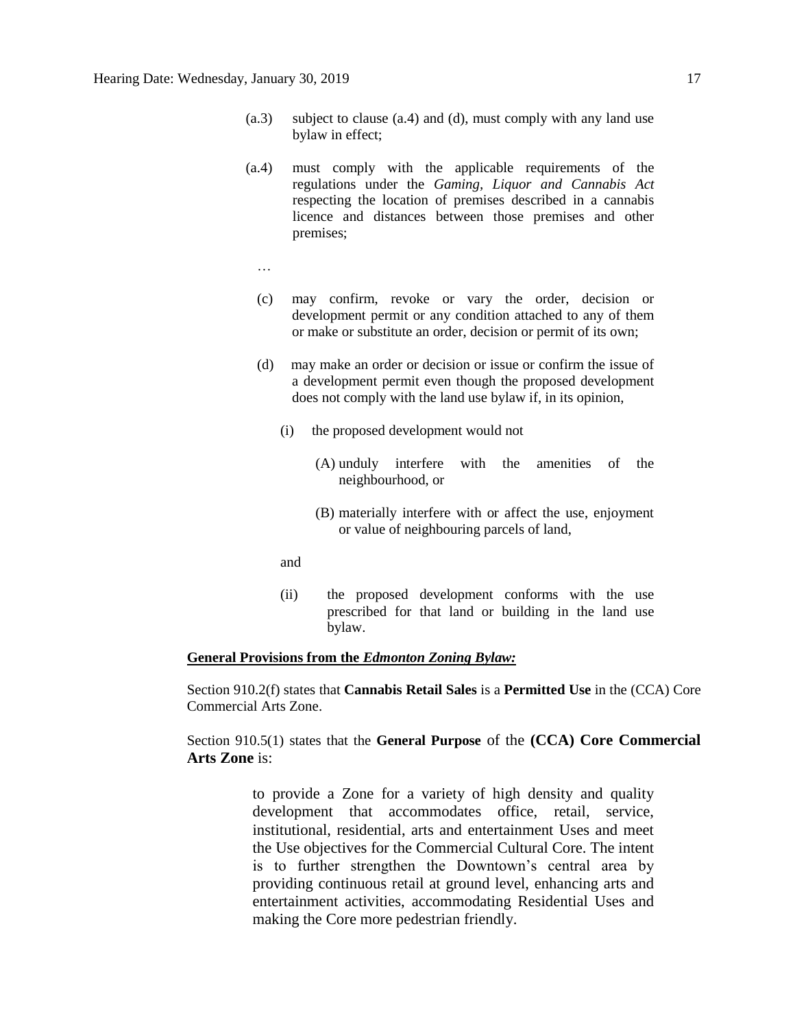(a.3) subject to clause (a.4) and (d), must comply with any land use bylaw in effect;

(a.4) must comply with the applicable requirements of the regulations under the *Gaming, Liquor and Cannabis Act* respecting the location of premises described in a cannabis licence and distances between those premises and other premises;

…

(c) may confirm, revoke or vary the order, decision or development permit or any condition attached to any of them or make or substitute an order, decision or permit of its own;

(d) may make an order or decision or issue or confirm the issue of a development permit even though the proposed development does not comply with the land use bylaw if, in its opinion,

(i) the proposed development would not

(A) unduly interfere with the amenities of the neighbourhood, or

(B) materially interfere with or affect the use, enjoyment or value of neighbouring parcels of land,

and

(ii) the proposed development conforms with the use prescribed for that land or building in the land use bylaw.

**General Provisions from the *Edmonton Zoning Bylaw:***

Section 910.2(f) states that **Cannabis Retail Sales** is a **Permitted Use** in the (CCA) Core Commercial Arts Zone.

Section 910.5(1) states that the **General Purpose** of the **(CCA) Core Commercial Arts Zone** is:

> to provide a Zone for a variety of high density and quality development that accommodates office, retail, service, institutional, residential, arts and entertainment Uses and meet the Use objectives for the Commercial Cultural Core. The intent is to further strengthen the Downtown's central area by providing continuous retail at ground level, enhancing arts and entertainment activities, accommodating Residential Uses and making the Core more pedestrian friendly.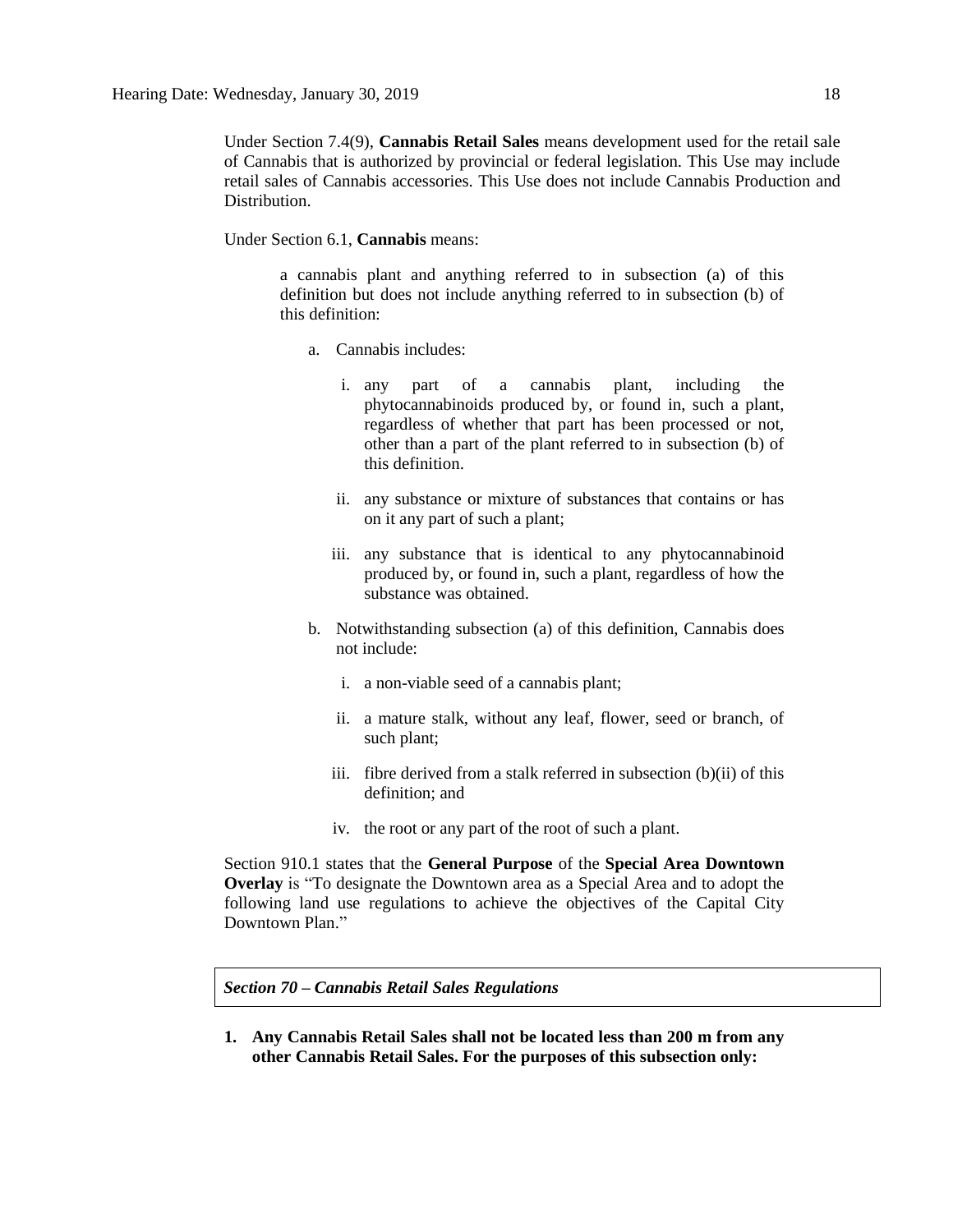Under Section 7.4(9), **Cannabis Retail Sales** means development used for the retail sale of Cannabis that is authorized by provincial or federal legislation. This Use may include retail sales of Cannabis accessories. This Use does not include Cannabis Production and Distribution.

Under Section 6.1, **Cannabis** means:

> a cannabis plant and anything referred to in subsection (a) of this definition but does not include anything referred to in subsection (b) of this definition:
>
> a. Cannabis includes:
>
> i. any part of a cannabis plant, including the phytocannabinoids produced by, or found in, such a plant, regardless of whether that part has been processed or not, other than a part of the plant referred to in subsection (b) of this definition.
>
> ii. any substance or mixture of substances that contains or has on it any part of such a plant;
>
> iii. any substance that is identical to any phytocannabinoid produced by, or found in, such a plant, regardless of how the substance was obtained.
>
> b. Notwithstanding subsection (a) of this definition, Cannabis does not include:
>
> i. a non-viable seed of a cannabis plant;
>
> ii. a mature stalk, without any leaf, flower, seed or branch, of such plant;
>
> iii. fibre derived from a stalk referred in subsection (b)(ii) of this definition; and
>
> iv. the root or any part of the root of such a plant.

Section 910.1 states that the **General Purpose** of the **Special Area Downtown Overlay** is "To designate the Downtown area as a Special Area and to adopt the following land use regulations to achieve the objectives of the Capital City Downtown Plan."

***Section 70 – Cannabis Retail Sales Regulations***

1. **Any Cannabis Retail Sales shall not be located less than 200 m from any other Cannabis Retail Sales. For the purposes of this subsection only:**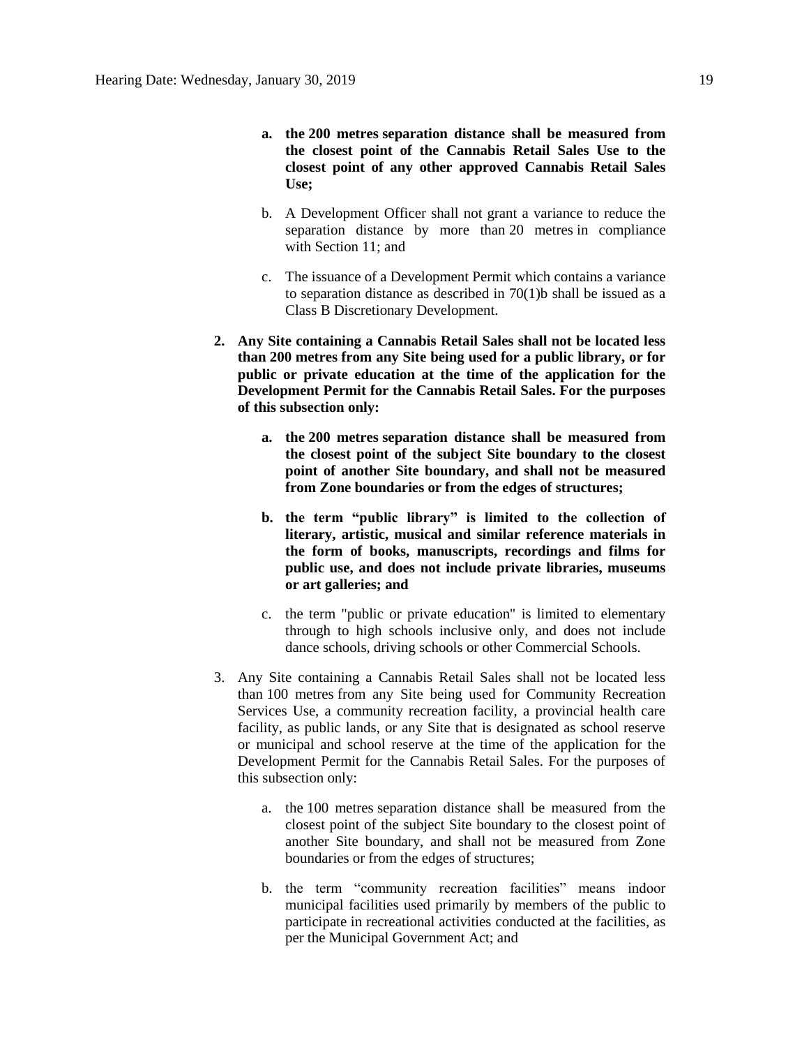a. **the 200 metres separation distance shall be measured from the closest point of the Cannabis Retail Sales Use to the closest point of any other approved Cannabis Retail Sales Use;**

   b. A Development Officer shall not grant a variance to reduce the separation distance by more than 20 metres in compliance with Section 11; and

   c. The issuance of a Development Permit which contains a variance to separation distance as described in 70(1)b shall be issued as a Class B Discretionary Development.

2. **Any Site containing a Cannabis Retail Sales shall not be located less than 200 metres from any Site being used for a public library, or for public or private education at the time of the application for the Development Permit for the Cannabis Retail Sales. For the purposes of this subsection only:**

   a. **the 200 metres separation distance shall be measured from the closest point of the subject Site boundary to the closest point of another Site boundary, and shall not be measured from Zone boundaries or from the edges of structures;**

   b. **the term "public library" is limited to the collection of literary, artistic, musical and similar reference materials in the form of books, manuscripts, recordings and films for public use, and does not include private libraries, museums or art galleries; and**

   c. the term "public or private education" is limited to elementary through to high schools inclusive only, and does not include dance schools, driving schools or other Commercial Schools.

3. Any Site containing a Cannabis Retail Sales shall not be located less than 100 metres from any Site being used for Community Recreation Services Use, a community recreation facility, a provincial health care facility, as public lands, or any Site that is designated as school reserve or municipal and school reserve at the time of the application for the Development Permit for the Cannabis Retail Sales. For the purposes of this subsection only:

   a. the 100 metres separation distance shall be measured from the closest point of the subject Site boundary to the closest point of another Site boundary, and shall not be measured from Zone boundaries or from the edges of structures;

   b. the term "community recreation facilities" means indoor municipal facilities used primarily by members of the public to participate in recreational activities conducted at the facilities, as per the Municipal Government Act; and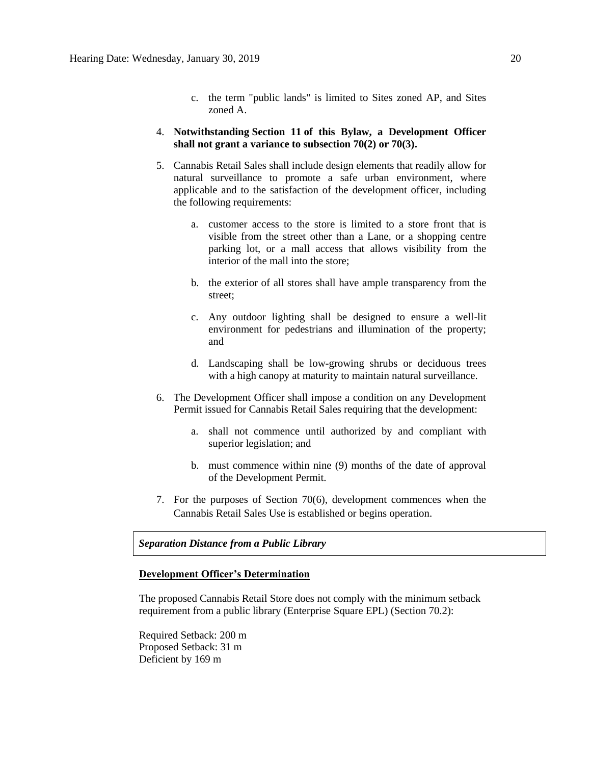c. the term "public lands" is limited to Sites zoned AP, and Sites zoned A.

4. **Notwithstanding Section 11 of this Bylaw, a Development Officer shall not grant a variance to subsection 70(2) or 70(3).**

5. Cannabis Retail Sales shall include design elements that readily allow for natural surveillance to promote a safe urban environment, where applicable and to the satisfaction of the development officer, including the following requirements:

   a. customer access to the store is limited to a store front that is visible from the street other than a Lane, or a shopping centre parking lot, or a mall access that allows visibility from the interior of the mall into the store;

   b. the exterior of all stores shall have ample transparency from the street;

   c. Any outdoor lighting shall be designed to ensure a well-lit environment for pedestrians and illumination of the property; and

   d. Landscaping shall be low-growing shrubs or deciduous trees with a high canopy at maturity to maintain natural surveillance.

6. The Development Officer shall impose a condition on any Development Permit issued for Cannabis Retail Sales requiring that the development:

   a. shall not commence until authorized by and compliant with superior legislation; and

   b. must commence within nine (9) months of the date of approval of the Development Permit.

7. For the purposes of Section 70(6), development commences when the Cannabis Retail Sales Use is established or begins operation.

***Separation Distance from a Public Library***

**Development Officer's Determination**

The proposed Cannabis Retail Store does not comply with the minimum setback requirement from a public library (Enterprise Square EPL) (Section 70.2):

Required Setback: 200 m
Proposed Setback: 31 m
Deficient by 169 m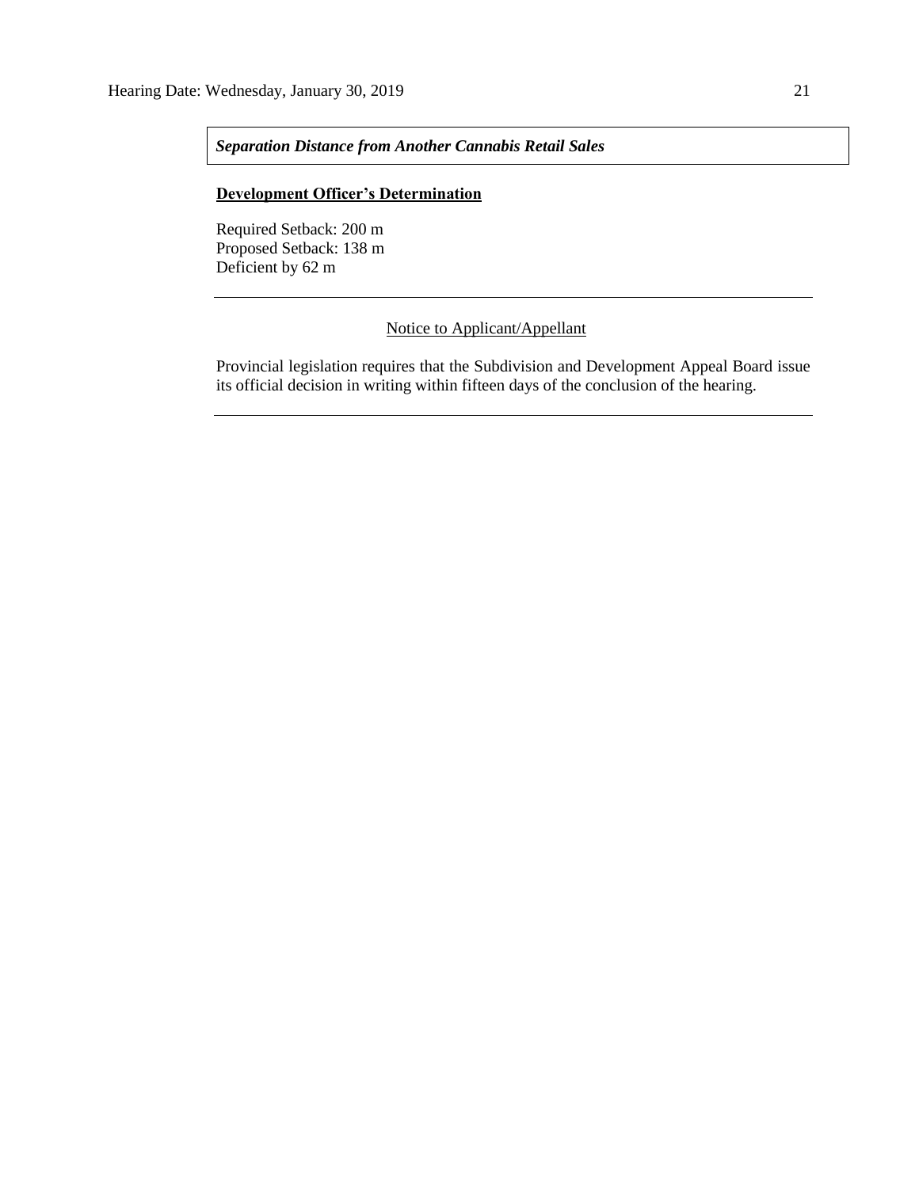***Separation Distance from Another Cannabis Retail Sales***

**Development Officer's Determination**

Required Setback: 200 m
Proposed Setback: 138 m
Deficient by 62 m

---

Notice to Applicant/Appellant

Provincial legislation requires that the Subdivision and Development Appeal Board issue its official decision in writing within fifteen days of the conclusion of the hearing.

---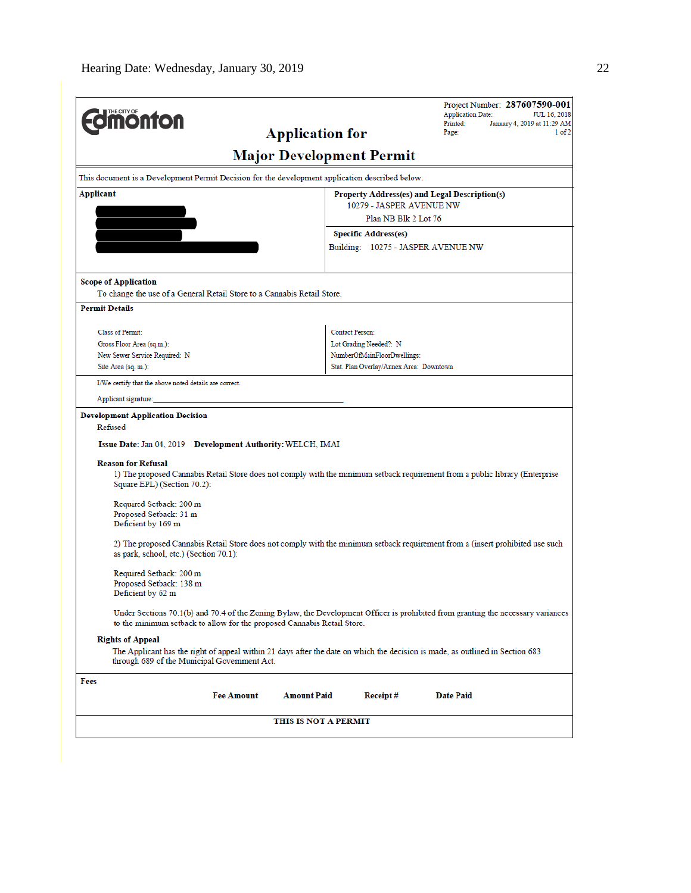Hearing Date: Wednesday, January 30, 2019

THE CITY OF Edmonton

# Application for Major Development Permit

Project Number: **287607590-001**
Application Date: JUL 16, 2018
Printed: January 4, 2019 at 11:29 AM
Page: 1 of 2

This document is a Development Permit Decision for the development application described below.

| **Applicant** | **Property Address(es) and Legal Description(s)** |
|---|---|
| | 10279 - JASPER AVENUE NW |
| | Plan NB Blk 2 Lot 76 |
| | **Specific Address(es)** |
| | Building: 10275 - JASPER AVENUE NW |

**Scope of Application**

To change the use of a General Retail Store to a Cannabis Retail Store.

**Permit Details**

| | |
|---|---|
| Class of Permit: | Contact Person: |
| Gross Floor Area (sq.m.): | Lot Grading Needed?: N |
| New Sewer Service Required: N | NumberOfMainFloorDwellings: |
| Site Area (sq. m.): | Stat. Plan Overlay/Annex Area: Downtown |

I/We certify that the above noted details are correct.

Applicant signature:_______________________________

**Development Application Decision**

Refused

**Issue Date:** Jan 04, 2019 **Development Authority:** WELCH, IMAI

**Reason for Refusal**

1) The proposed Cannabis Retail Store does not comply with the minimum setback requirement from a public library (Enterprise Square EPL) (Section 70.2):

Required Setback: 200 m
Proposed Setback: 31 m
Deficient by 169 m

2) The proposed Cannabis Retail Store does not comply with the minimum setback requirement from a (insert prohibited use such as park, school, etc.) (Section 70.1):

Required Setback: 200 m
Proposed Setback: 138 m
Deficient by 62 m

Under Sections 70.1(b) and 70.4 of the Zoning Bylaw, the Development Officer is prohibited from granting the necessary variances to the minimum setback to allow for the proposed Cannabis Retail Store.

**Rights of Appeal**

The Applicant has the right of appeal within 21 days after the date on which the decision is made, as outlined in Section 683 through 689 of the Municipal Government Act.

**Fees**

| Fee Amount | Amount Paid | Receipt # | Date Paid |
|---|---|---|---|

**THIS IS NOT A PERMIT**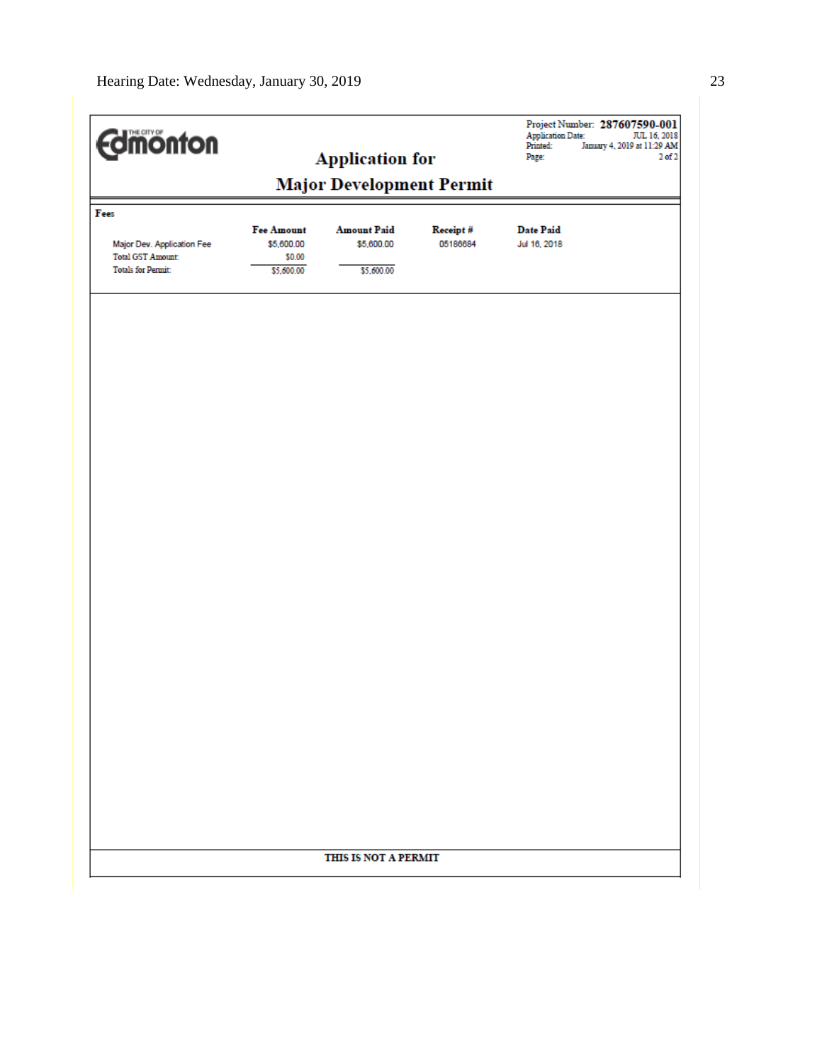THE CITY OF **Edmonton**

Project Number: **287607590-001**
Application Date: JUL 16, 2018
Printed: January 4, 2019 at 11:29 AM
Page: 2 of 2

# Application for Major Development Permit

**Fees**

| | Fee Amount | Amount Paid | Receipt # | Date Paid |
|---|---|---|---|---|
| Major Dev. Application Fee | $5,600.00 | $5,600.00 | 05186684 | Jul 16, 2018 |
| Total GST Amount: | $0.00 | | | |
| Totals for Permit: | $5,600.00 | $5,600.00 | | |

**THIS IS NOT A PERMIT**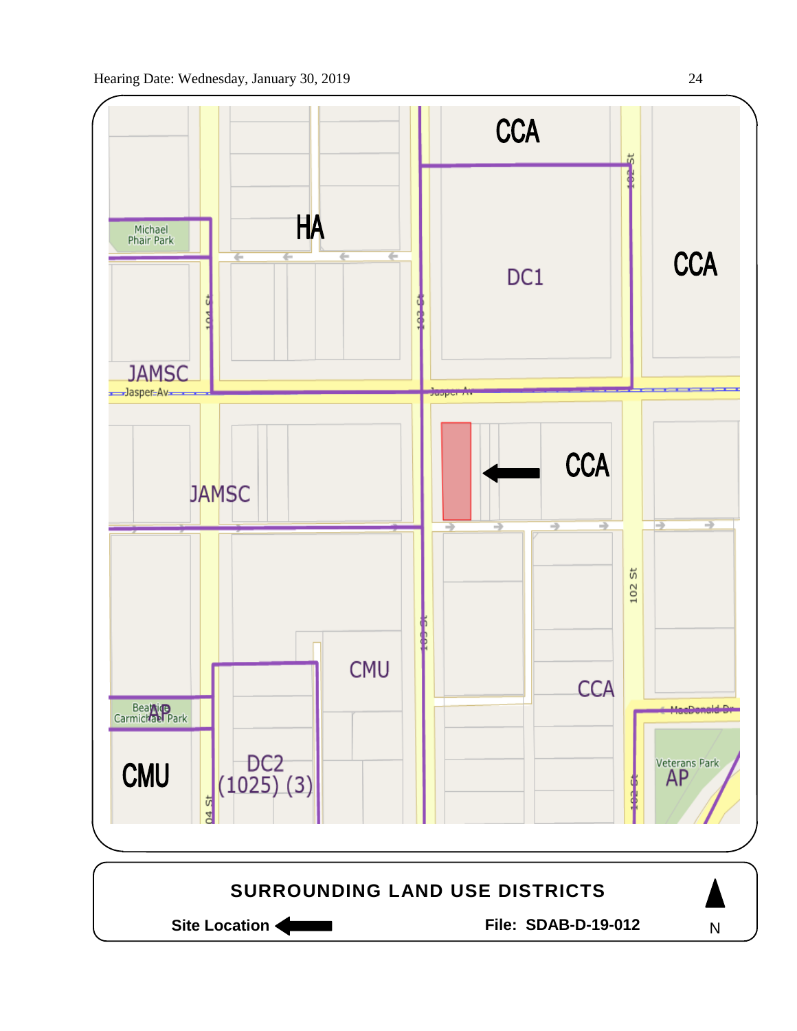HA

CCA

DC1

CCA

Michael Phair Park

104 St

103 St

102 St

JAMSC

Jasper Av

Jasper Av

JAMSC

CCA

CMU

CCA

102 St

103 St

Beatrice Carmichael Park

AP

MacDonald Dr

CMU

DC2 (1025) (3)

Veterans Park

AP

104 St

102 St

**SURROUNDING LAND USE DISTRICTS**

**Site Location**

**File: SDAB-D-19-012**

N